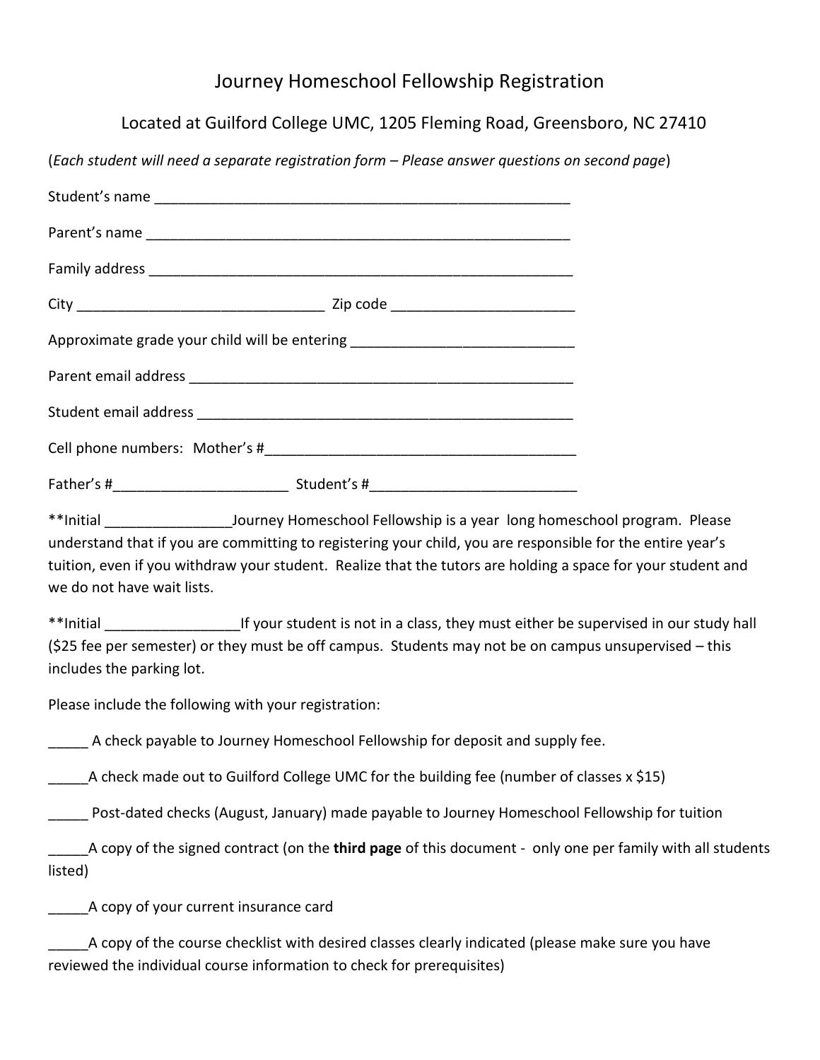# Journey Homeschool Fellowship Registration

## Located at Guilford College UMC, 1205 Fleming Road, Greensboro, NC 27410

(*Each student will need a separate registration form – Please answer questions on second page*)

Student's name ______________________________________________________

Parent's name _______________________________________________________

Family address ______________________________________________________

City _______________________________ Zip code _______________________

Approximate grade your child will be entering ____________________________

Parent email address __________________________________________________

Student email address _________________________________________________

Cell phone numbers: Mother's #_________________________________________

Father's #______________________ Student's #__________________________

**Initial ________________Journey Homeschool Fellowship is a year long homeschool program. Please understand that if you are committing to registering your child, you are responsible for the entire year's tuition, even if you withdraw your student. Realize that the tutors are holding a space for your student and we do not have wait lists.

**Initial _________________If your student is not in a class, they must either be supervised in our study hall ($25 fee per semester) or they must be off campus. Students may not be on campus unsupervised – this includes the parking lot.

Please include the following with your registration:

_____ A check payable to Journey Homeschool Fellowship for deposit and supply fee.

_____A check made out to Guilford College UMC for the building fee (number of classes x $15)

_____ Post-dated checks (August, January) made payable to Journey Homeschool Fellowship for tuition

_____A copy of the signed contract (on the **third page** of this document - only one per family with all students listed)

_____A copy of your current insurance card

_____A copy of the course checklist with desired classes clearly indicated (please make sure you have reviewed the individual course information to check for prerequisites)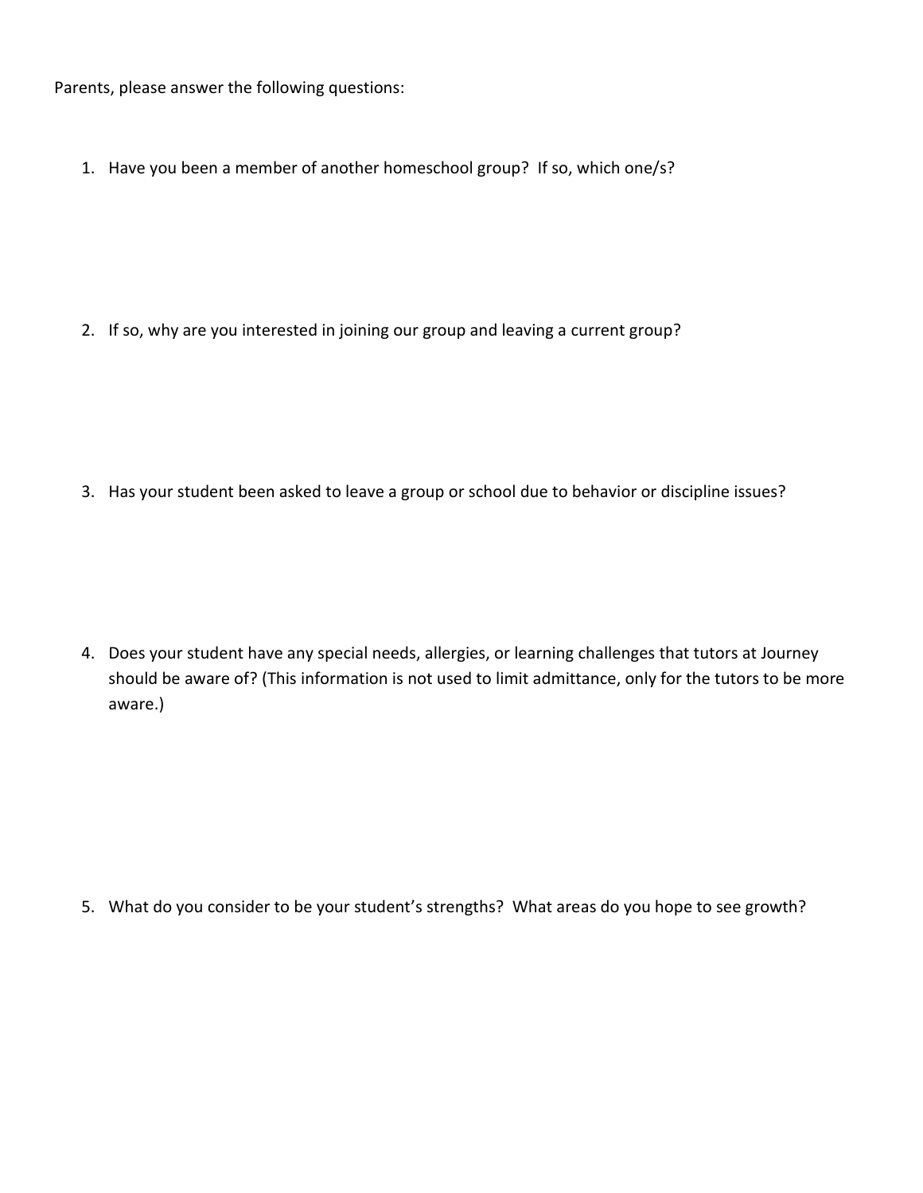Parents, please answer the following questions:

1. Have you been a member of another homeschool group? If so, which one/s?

2. If so, why are you interested in joining our group and leaving a current group?

3. Has your student been asked to leave a group or school due to behavior or discipline issues?

4. Does your student have any special needs, allergies, or learning challenges that tutors at Journey should be aware of? (This information is not used to limit admittance, only for the tutors to be more aware.)

5. What do you consider to be your student's strengths? What areas do you hope to see growth?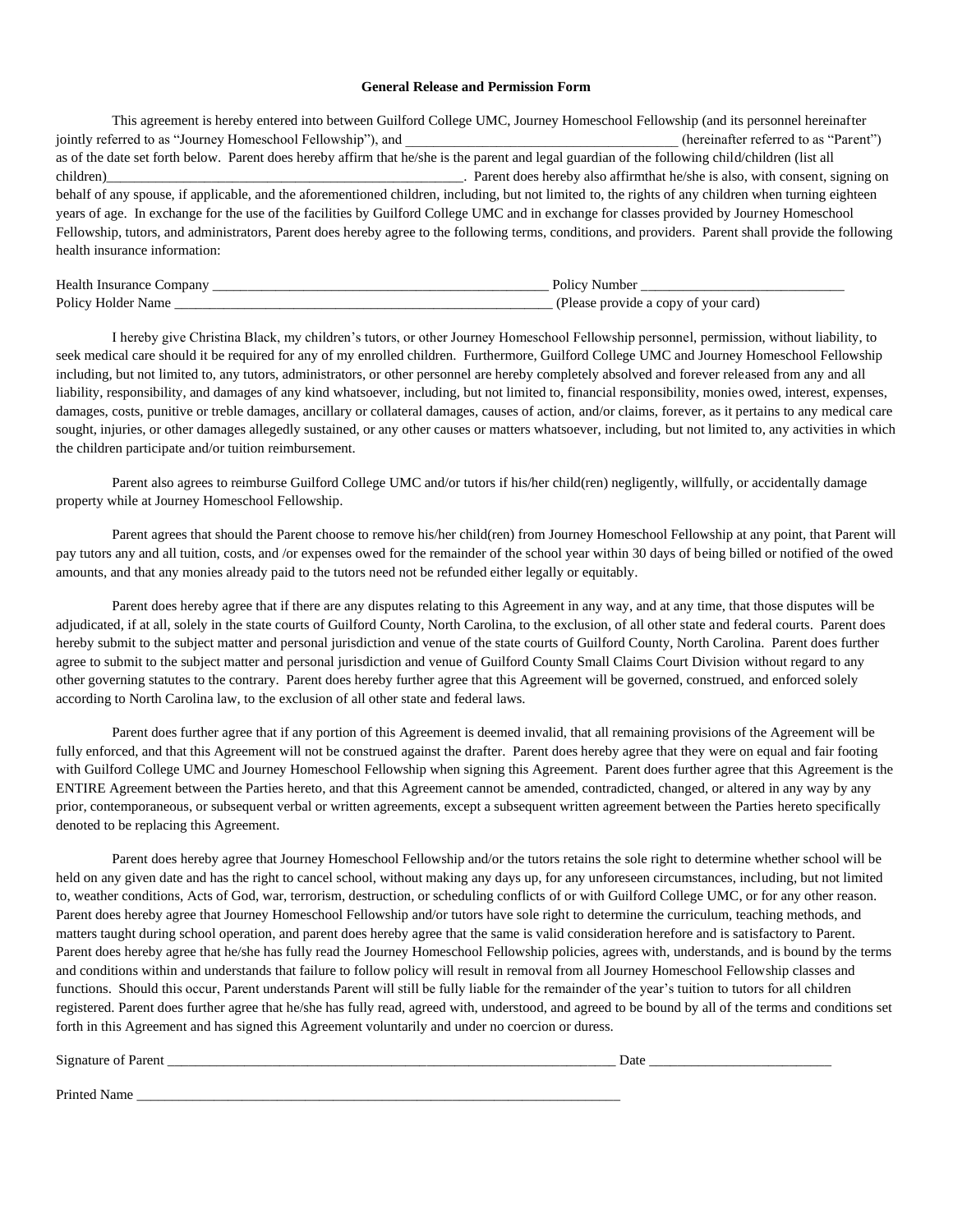**General Release and Permission Form**

This agreement is hereby entered into between Guilford College UMC, Journey Homeschool Fellowship (and its personnel hereinafter jointly referred to as "Journey Homeschool Fellowship"), and ______________________________________ (hereinafter referred to as "Parent") as of the date set forth below. Parent does hereby affirm that he/she is the parent and legal guardian of the following child/children (list all children)__________________________________________________. Parent does hereby also affirmthat he/she is also, with consent, signing on behalf of any spouse, if applicable, and the aforementioned children, including, but not limited to, the rights of any children when turning eighteen years of age. In exchange for the use of the facilities by Guilford College UMC and in exchange for classes provided by Journey Homeschool Fellowship, tutors, and administrators, Parent does hereby agree to the following terms, conditions, and providers. Parent shall provide the following health insurance information:

Health Insurance Company _______________________________________________ Policy Number ____________________________

Policy Holder Name _____________________________________________________ (Please provide a copy of your card)

I hereby give Christina Black, my children's tutors, or other Journey Homeschool Fellowship personnel, permission, without liability, to seek medical care should it be required for any of my enrolled children. Furthermore, Guilford College UMC and Journey Homeschool Fellowship including, but not limited to, any tutors, administrators, or other personnel are hereby completely absolved and forever released from any and all liability, responsibility, and damages of any kind whatsoever, including, but not limited to, financial responsibility, monies owed, interest, expenses, damages, costs, punitive or treble damages, ancillary or collateral damages, causes of action, and/or claims, forever, as it pertains to any medical care sought, injuries, or other damages allegedly sustained, or any other causes or matters whatsoever, including, but not limited to, any activities in which the children participate and/or tuition reimbursement.

Parent also agrees to reimburse Guilford College UMC and/or tutors if his/her child(ren) negligently, willfully, or accidentally damage property while at Journey Homeschool Fellowship.

Parent agrees that should the Parent choose to remove his/her child(ren) from Journey Homeschool Fellowship at any point, that Parent will pay tutors any and all tuition, costs, and /or expenses owed for the remainder of the school year within 30 days of being billed or notified of the owed amounts, and that any monies already paid to the tutors need not be refunded either legally or equitably.

Parent does hereby agree that if there are any disputes relating to this Agreement in any way, and at any time, that those disputes will be adjudicated, if at all, solely in the state courts of Guilford County, North Carolina, to the exclusion, of all other state and federal courts. Parent does hereby submit to the subject matter and personal jurisdiction and venue of the state courts of Guilford County, North Carolina. Parent does further agree to submit to the subject matter and personal jurisdiction and venue of Guilford County Small Claims Court Division without regard to any other governing statutes to the contrary. Parent does hereby further agree that this Agreement will be governed, construed, and enforced solely according to North Carolina law, to the exclusion of all other state and federal laws.

Parent does further agree that if any portion of this Agreement is deemed invalid, that all remaining provisions of the Agreement will be fully enforced, and that this Agreement will not be construed against the drafter. Parent does hereby agree that they were on equal and fair footing with Guilford College UMC and Journey Homeschool Fellowship when signing this Agreement. Parent does further agree that this Agreement is the ENTIRE Agreement between the Parties hereto, and that this Agreement cannot be amended, contradicted, changed, or altered in any way by any prior, contemporaneous, or subsequent verbal or written agreements, except a subsequent written agreement between the Parties hereto specifically denoted to be replacing this Agreement.

Parent does hereby agree that Journey Homeschool Fellowship and/or the tutors retains the sole right to determine whether school will be held on any given date and has the right to cancel school, without making any days up, for any unforeseen circumstances, including, but not limited to, weather conditions, Acts of God, war, terrorism, destruction, or scheduling conflicts of or with Guilford College UMC, or for any other reason. Parent does hereby agree that Journey Homeschool Fellowship and/or tutors have sole right to determine the curriculum, teaching methods, and matters taught during school operation, and parent does hereby agree that the same is valid consideration herefore and is satisfactory to Parent. Parent does hereby agree that he/she has fully read the Journey Homeschool Fellowship policies, agrees with, understands, and is bound by the terms and conditions within and understands that failure to follow policy will result in removal from all Journey Homeschool Fellowship classes and functions. Should this occur, Parent understands Parent will still be fully liable for the remainder of the year's tuition to tutors for all children registered. Parent does further agree that he/she has fully read, agreed with, understood, and agreed to be bound by all of the terms and conditions set forth in this Agreement and has signed this Agreement voluntarily and under no coercion or duress.

Signature of Parent ________________________________________________________________ Date _________________________

Printed Name ______________________________________________________________________